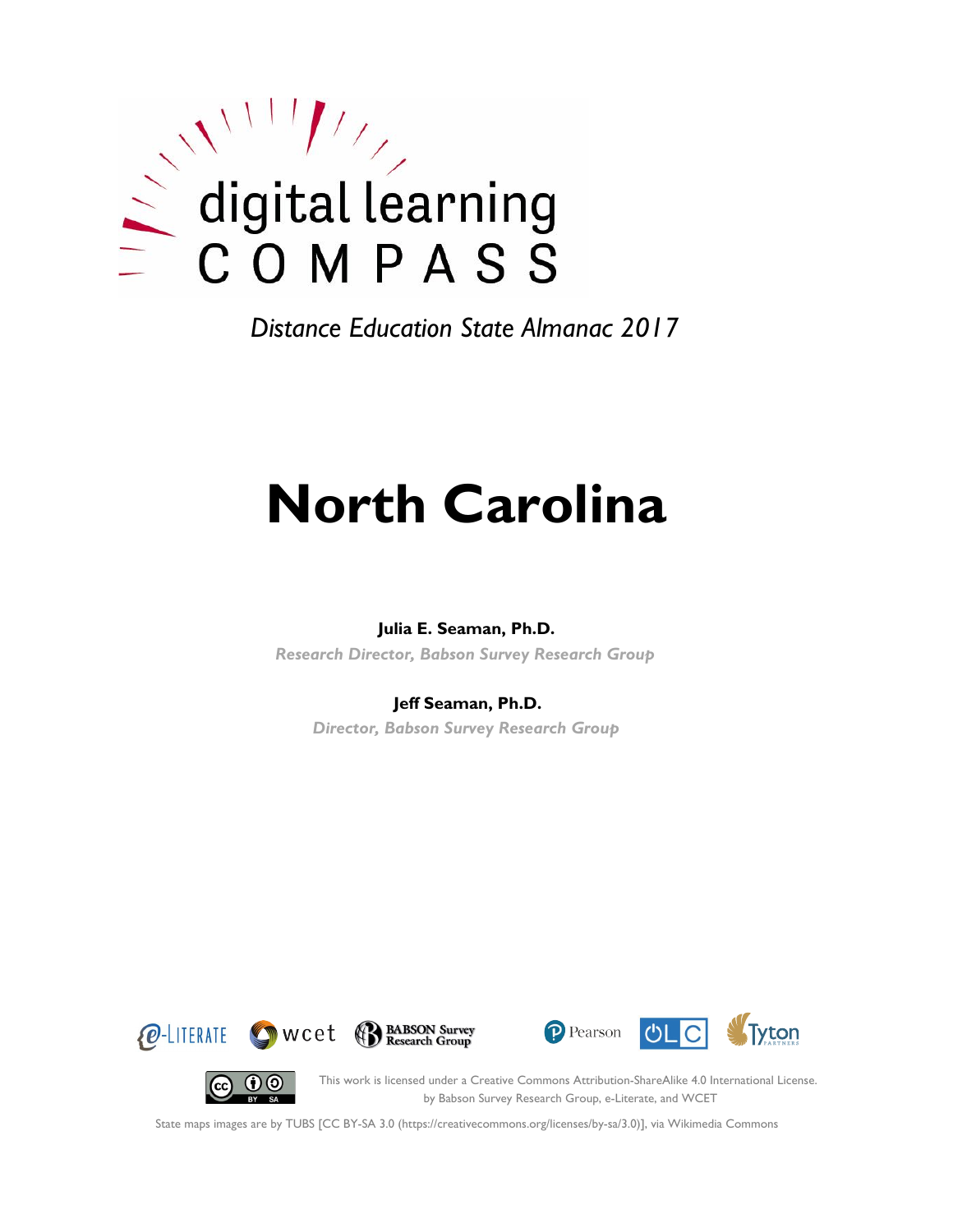digital learning

COMPASS

*Distance Education State Almanac 2017*

# North Carolina

**Julia E. Seaman, Ph.D.**

*Research Director, Babson Survey Research Group*

**Jeff Seaman, Ph.D.**

*Director, Babson Survey Research Group*

e-LITERATE wcet BABSON Survey Research Group Pearson OLC Tyton PARTNERS

This work is licensed under a Creative Commons Attribution-ShareAlike 4.0 International License. by Babson Survey Research Group, e-Literate, and WCET

State maps images are by TUBS [CC BY-SA 3.0 (https://creativecommons.org/licenses/by-sa/3.0)], via Wikimedia Commons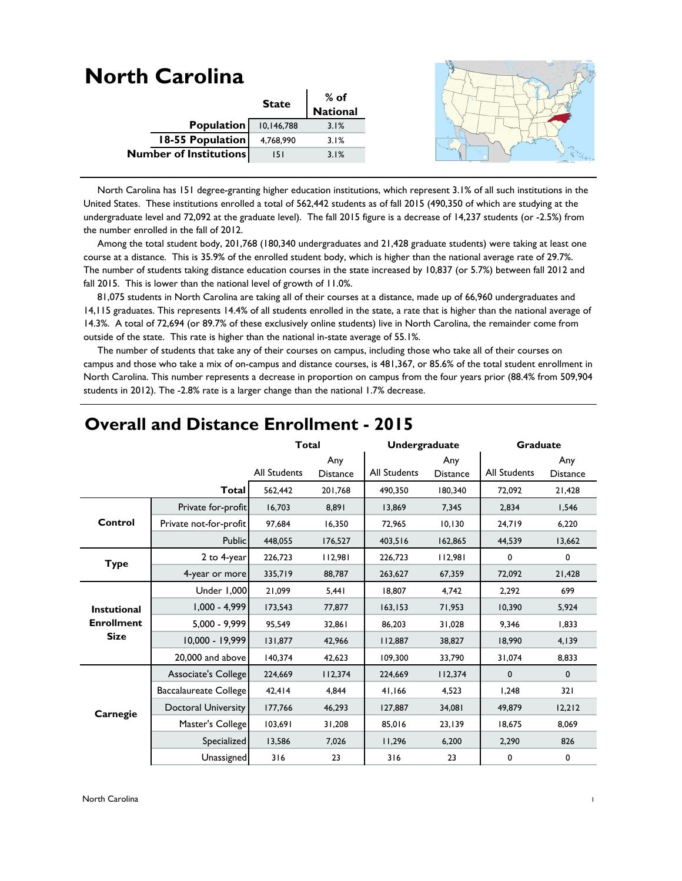# North Carolina

| | State | % of National |
|---|---|---|
| **Population** | 10,146,788 | 3.1% |
| **18-55 Population** | 4,768,990 | 3.1% |
| **Number of Institutions** | 151 | 3.1% |

North Carolina has 151 degree-granting higher education institutions, which represent 3.1% of all such institutions in the United States. These institutions enrolled a total of 562,442 students as of fall 2015 (490,350 of which are studying at the undergraduate level and 72,092 at the graduate level). The fall 2015 figure is a decrease of 14,237 students (or -2.5%) from the number enrolled in the fall of 2012.

Among the total student body, 201,768 (180,340 undergraduates and 21,428 graduate students) were taking at least one course at a distance. This is 35.9% of the enrolled student body, which is higher than the national average rate of 29.7%. The number of students taking distance education courses in the state increased by 10,837 (or 5.7%) between fall 2012 and fall 2015. This is lower than the national level of growth of 11.0%.

81,075 students in North Carolina are taking all of their courses at a distance, made up of 66,960 undergraduates and 14,115 graduates. This represents 14.4% of all students enrolled in the state, a rate that is higher than the national average of 14.3%. A total of 72,694 (or 89.7% of these exclusively online students) live in North Carolina, the remainder come from outside of the state. This rate is higher than the national in-state average of 55.1%.

The number of students that take any of their courses on campus, including those who take all of their courses on campus and those who take a mix of on-campus and distance courses, is 481,367, or 85.6% of the total student enrollment in North Carolina. This number represents a decrease in proportion on campus from the four years prior (88.4% from 509,904 students in 2012). The -2.8% rate is a larger change than the national 1.7% decrease.

## Overall and Distance Enrollment - 2015

| | | Total | | Undergraduate | | Graduate | |
|---|---|---|---|---|---|---|---|
| | | All Students | Any Distance | All Students | Any Distance | All Students | Any Distance |
| | **Total** | 562,442 | 201,768 | 490,350 | 180,340 | 72,092 | 21,428 |
| **Control** | Private for-profit | 16,703 | 8,891 | 13,869 | 7,345 | 2,834 | 1,546 |
| | Private not-for-profit | 97,684 | 16,350 | 72,965 | 10,130 | 24,719 | 6,220 |
| | Public | 448,055 | 176,527 | 403,516 | 162,865 | 44,539 | 13,662 |
| **Type** | 2 to 4-year | 226,723 | 112,981 | 226,723 | 112,981 | 0 | 0 |
| | 4-year or more | 335,719 | 88,787 | 263,627 | 67,359 | 72,092 | 21,428 |
| **Instutional Enrollment Size** | Under 1,000 | 21,099 | 5,441 | 18,807 | 4,742 | 2,292 | 699 |
| | 1,000 - 4,999 | 173,543 | 77,877 | 163,153 | 71,953 | 10,390 | 5,924 |
| | 5,000 - 9,999 | 95,549 | 32,861 | 86,203 | 31,028 | 9,346 | 1,833 |
| | 10,000 - 19,999 | 131,877 | 42,966 | 112,887 | 38,827 | 18,990 | 4,139 |
| | 20,000 and above | 140,374 | 42,623 | 109,300 | 33,790 | 31,074 | 8,833 |
| **Carnegie** | Associate's College | 224,669 | 112,374 | 224,669 | 112,374 | 0 | 0 |
| | Baccalaureate College | 42,414 | 4,844 | 41,166 | 4,523 | 1,248 | 321 |
| | Doctoral University | 177,766 | 46,293 | 127,887 | 34,081 | 49,879 | 12,212 |
| | Master's College | 103,691 | 31,208 | 85,016 | 23,139 | 18,675 | 8,069 |
| | Specialized | 13,586 | 7,026 | 11,296 | 6,200 | 2,290 | 826 |
| | Unassigned | 316 | 23 | 316 | 23 | 0 | 0 |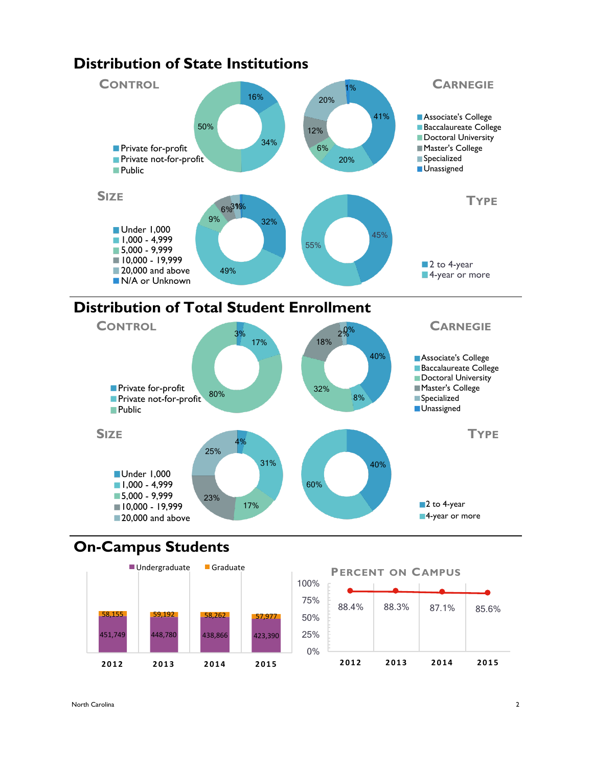# Distribution of State Institutions

## Control

16%
34%
50%

Private for-profit
Private not-for-profit
Public

## Carnegie

1%
41%
20%
6%
12%
20%

Associate's College
Baccalaureate College
Doctoral University
Master's College
Specialized
Unassigned

## Size

32%
49%
9%
6%
3%
1%
1%

Under 1,000
1,000 - 4,999
5,000 - 9,999
10,000 - 19,999
20,000 and above
N/A or Unknown

## Type

45%
55%

2 to 4-year
4-year or more

# Distribution of Total Student Enrollment

## Control

3%
17%
80%

Private for-profit
Private not-for-profit
Public

## Carnegie

0%
40%
8%
32%
18%
2%

Associate's College
Baccalaureate College
Doctoral University
Master's College
Specialized
Unassigned

## Size

4%
31%
17%
23%
25%

Under 1,000
1,000 - 4,999
5,000 - 9,999
10,000 - 19,999
20,000 and above

## Type

40%
60%

2 to 4-year
4-year or more

# On-Campus Students

Undergraduate
Graduate

2012: 58,155 / 451,749
2013: 59,192 / 448,780
2014: 58,262 / 438,866
2015: 57,977 / 423,390

## Percent on Campus

100%
75%
50%
25%
0%

2012: 88.4%
2013: 88.3%
2014: 87.1%
2015: 85.6%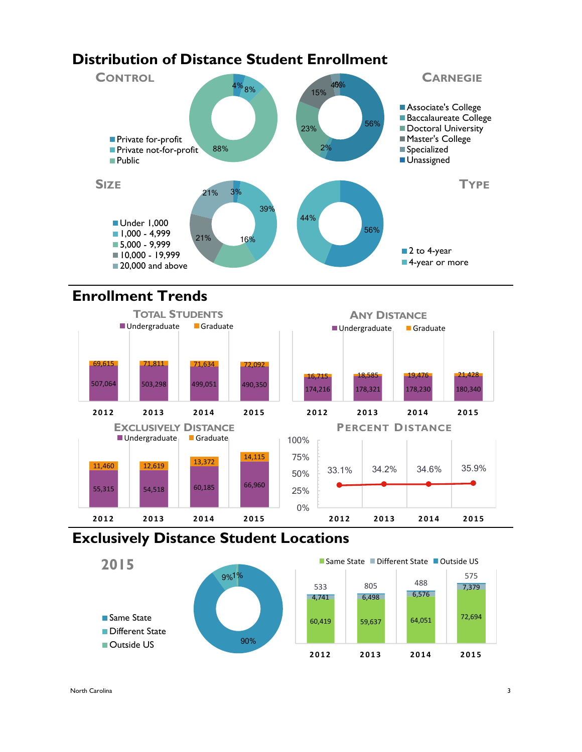# Distribution of Distance Student Enrollment

## Control

Private for-profit
Private not-for-profit
Public

4%
8%
88%

## Carnegie

Associate's College
Baccalaureate College
Doctoral University
Master's College
Specialized
Unassigned

56%
2%
23%
15%
4%
0%

## Size

Under 1,000
1,000 - 4,999
5,000 - 9,999
10,000 - 19,999
20,000 and above

3%
39%
16%
21%
21%

## Type

2 to 4-year
4-year or more

56%
44%

# Enrollment Trends

## Total Students

Undergraduate
Graduate

2012: 507,064 / 69,615
2013: 503,298 / 71,811
2014: 499,051 / 71,634
2015: 490,350 / 72,092

## Any Distance

Undergraduate
Graduate

2012: 174,216 / 16,715
2013: 178,321 / 18,585
2014: 178,230 / 19,476
2015: 180,340 / 21,428

## Exclusively Distance

Undergraduate
Graduate

2012: 55,315 / 11,460
2013: 54,518 / 12,619
2014: 60,185 / 13,372
2015: 66,960 / 14,115

## Percent Distance

100%
75%
50%
25%
0%

2012: 33.1%
2013: 34.2%
2014: 34.6%
2015: 35.9%

# Exclusively Distance Student Locations

## 2015

Same State
Different State
Outside US

90%
9%
1%

Same State
Different State
Outside US

2012: 60,419 / 4,741 / 533
2013: 59,637 / 6,498 / 805
2014: 64,051 / 6,576 / 488
2015: 72,694 / 7,379 / 575

North Carolina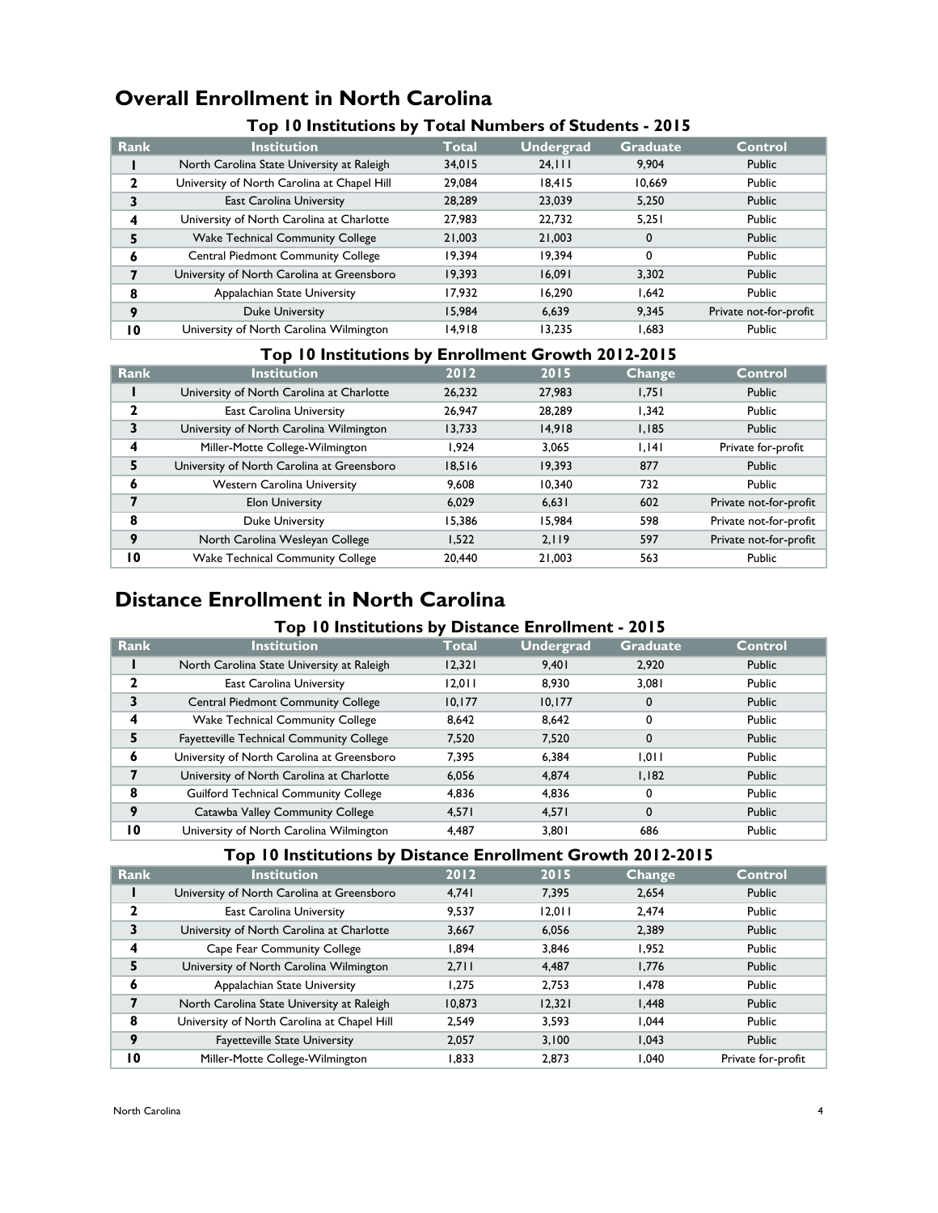## Overall Enrollment in North Carolina

### Top 10 Institutions by Total Numbers of Students - 2015

| Rank | Institution | Total | Undergrad | Graduate | Control |
|---|---|---|---|---|---|
| 1 | North Carolina State University at Raleigh | 34,015 | 24,111 | 9,904 | Public |
| 2 | University of North Carolina at Chapel Hill | 29,084 | 18,415 | 10,669 | Public |
| 3 | East Carolina University | 28,289 | 23,039 | 5,250 | Public |
| 4 | University of North Carolina at Charlotte | 27,983 | 22,732 | 5,251 | Public |
| 5 | Wake Technical Community College | 21,003 | 21,003 | 0 | Public |
| 6 | Central Piedmont Community College | 19,394 | 19,394 | 0 | Public |
| 7 | University of North Carolina at Greensboro | 19,393 | 16,091 | 3,302 | Public |
| 8 | Appalachian State University | 17,932 | 16,290 | 1,642 | Public |
| 9 | Duke University | 15,984 | 6,639 | 9,345 | Private not-for-profit |
| 10 | University of North Carolina Wilmington | 14,918 | 13,235 | 1,683 | Public |

### Top 10 Institutions by Enrollment Growth 2012-2015

| Rank | Institution | 2012 | 2015 | Change | Control |
|---|---|---|---|---|---|
| 1 | University of North Carolina at Charlotte | 26,232 | 27,983 | 1,751 | Public |
| 2 | East Carolina University | 26,947 | 28,289 | 1,342 | Public |
| 3 | University of North Carolina Wilmington | 13,733 | 14,918 | 1,185 | Public |
| 4 | Miller-Motte College-Wilmington | 1,924 | 3,065 | 1,141 | Private for-profit |
| 5 | University of North Carolina at Greensboro | 18,516 | 19,393 | 877 | Public |
| 6 | Western Carolina University | 9,608 | 10,340 | 732 | Public |
| 7 | Elon University | 6,029 | 6,631 | 602 | Private not-for-profit |
| 8 | Duke University | 15,386 | 15,984 | 598 | Private not-for-profit |
| 9 | North Carolina Wesleyan College | 1,522 | 2,119 | 597 | Private not-for-profit |
| 10 | Wake Technical Community College | 20,440 | 21,003 | 563 | Public |

## Distance Enrollment in North Carolina

### Top 10 Institutions by Distance Enrollment - 2015

| Rank | Institution | Total | Undergrad | Graduate | Control |
|---|---|---|---|---|---|
| 1 | North Carolina State University at Raleigh | 12,321 | 9,401 | 2,920 | Public |
| 2 | East Carolina University | 12,011 | 8,930 | 3,081 | Public |
| 3 | Central Piedmont Community College | 10,177 | 10,177 | 0 | Public |
| 4 | Wake Technical Community College | 8,642 | 8,642 | 0 | Public |
| 5 | Fayetteville Technical Community College | 7,520 | 7,520 | 0 | Public |
| 6 | University of North Carolina at Greensboro | 7,395 | 6,384 | 1,011 | Public |
| 7 | University of North Carolina at Charlotte | 6,056 | 4,874 | 1,182 | Public |
| 8 | Guilford Technical Community College | 4,836 | 4,836 | 0 | Public |
| 9 | Catawba Valley Community College | 4,571 | 4,571 | 0 | Public |
| 10 | University of North Carolina Wilmington | 4,487 | 3,801 | 686 | Public |

### Top 10 Institutions by Distance Enrollment Growth 2012-2015

| Rank | Institution | 2012 | 2015 | Change | Control |
|---|---|---|---|---|---|
| 1 | University of North Carolina at Greensboro | 4,741 | 7,395 | 2,654 | Public |
| 2 | East Carolina University | 9,537 | 12,011 | 2,474 | Public |
| 3 | University of North Carolina at Charlotte | 3,667 | 6,056 | 2,389 | Public |
| 4 | Cape Fear Community College | 1,894 | 3,846 | 1,952 | Public |
| 5 | University of North Carolina Wilmington | 2,711 | 4,487 | 1,776 | Public |
| 6 | Appalachian State University | 1,275 | 2,753 | 1,478 | Public |
| 7 | North Carolina State University at Raleigh | 10,873 | 12,321 | 1,448 | Public |
| 8 | University of North Carolina at Chapel Hill | 2,549 | 3,593 | 1,044 | Public |
| 9 | Fayetteville State University | 2,057 | 3,100 | 1,043 | Public |
| 10 | Miller-Motte College-Wilmington | 1,833 | 2,873 | 1,040 | Private for-profit |